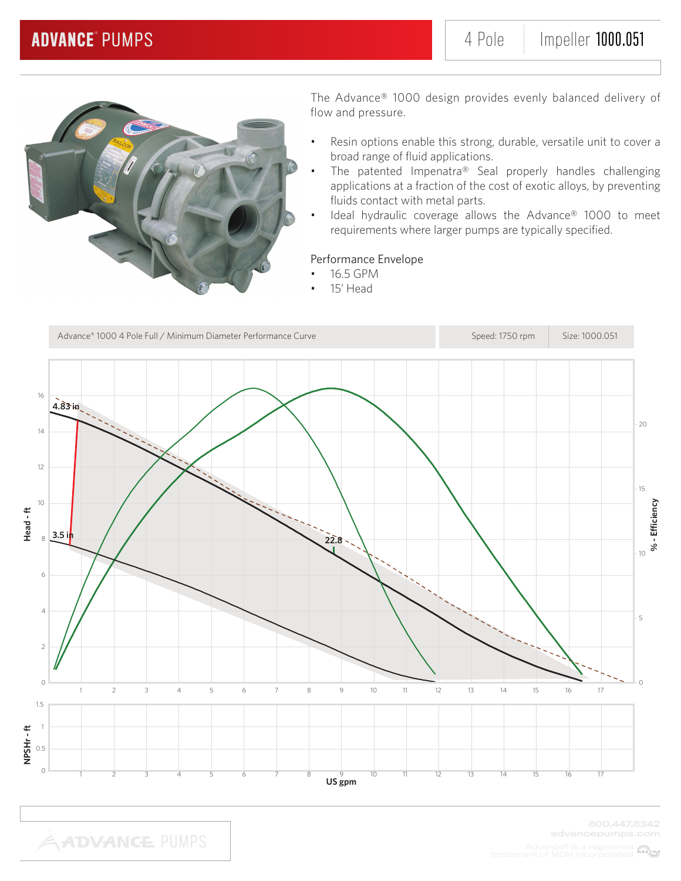# ADVANCE® PUMPS

4 Pole | Impeller **1000.051**

The Advance® 1000 design provides evenly balanced delivery of flow and pressure.

- Resin options enable this strong, durable, versatile unit to cover a broad range of fluid applications.
- The patented Impenatra® Seal properly handles challenging applications at a fraction of the cost of exotic alloys, by preventing fluids contact with metal parts.
- Ideal hydraulic coverage allows the Advance® 1000 to meet requirements where larger pumps are typically specified.

Performance Envelope

- 16.5 GPM
- 15' Head

Advance® 1000 4 Pole Full / Minimum Diameter Performance Curve | Speed: 1750 rpm | Size: 1000.051

4.83 in

3.5 in

22.8

Head - ft

% - Efficiency

NPSHr - ft

US gpm

800.447.8342
advancepumps.com

Advance® is a registered trademark of MDM Incorporated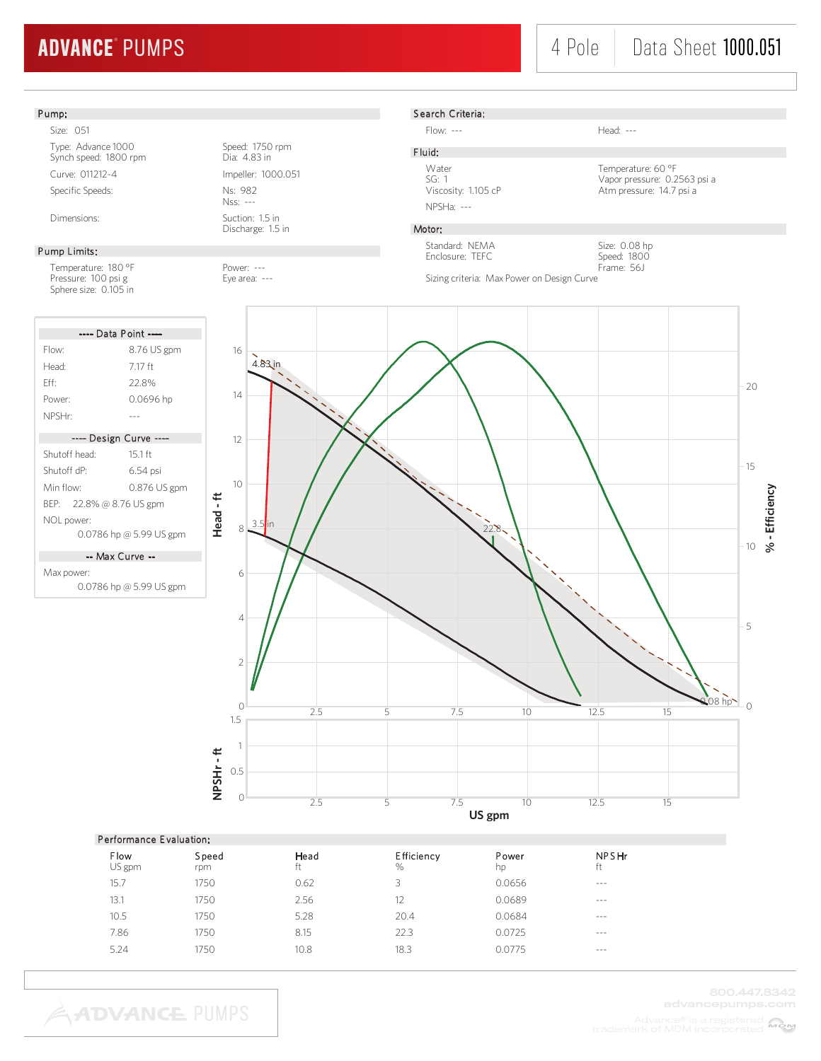# ADVANCE® PUMPS

4 Pole | Data Sheet 1000.051

## Pump:

Size: 051

Type: Advance 1000
Synch speed: 1800 rpm

Speed: 1750 rpm
Dia: 4.83 in

Curve: 011212-4

Impeller: 1000.051

Specific Speeds:

Ns: 982
Nss: ---

Dimensions:

Suction: 1.5 in
Discharge: 1.5 in

## Pump Limits:

Temperature: 180 °F
Pressure: 100 psi g
Sphere size: 0.105 in

Power: ---
Eye area: ---

## Search Criteria:

Flow: ---

Head: ---

## Fluid:

Water
SG: 1
Viscosity: 1.105 cP

Temperature: 60 °F
Vapor pressure: 0.2563 psi a
Atm pressure: 14.7 psi a

NPSHa: ---

## Motor:

Standard: NEMA
Enclosure: TEFC

Size: 0.08 hp
Speed: 1800
Frame: 56J

Sizing criteria: Max Power on Design Curve

---- Data Point ----

| | |
|---|---|
| Flow: | 8.76 US gpm |
| Head: | 7.17 ft |
| Eff: | 22.8% |
| Power: | 0.0696 hp |
| NPSHr: | --- |

---- Design Curve ----

| | |
|---|---|
| Shutoff head: | 15.1 ft |
| Shutoff dP: | 6.54 psi |
| Min flow: | 0.876 US gpm |
| BEP: | 22.8% @ 8.76 US gpm |
| NOL power: | 0.0786 hp @ 5.99 US gpm |

-- Max Curve --

| | |
|---|---|
| Max power: | 0.0786 hp @ 5.99 US gpm |

## Performance Evaluation:

| Flow<br>US gpm | Speed<br>rpm | Head<br>ft | Efficiency<br>% | Power<br>hp | NPSHr<br>ft |
|---|---|---|---|---|---|
| 15.7 | 1750 | 0.62 | 3 | 0.0656 | --- |
| 13.1 | 1750 | 2.56 | 12 | 0.0689 | --- |
| 10.5 | 1750 | 5.28 | 20.4 | 0.0684 | --- |
| 7.86 | 1750 | 8.15 | 22.3 | 0.0725 | --- |
| 5.24 | 1750 | 10.8 | 18.3 | 0.0775 | --- |

800.447.8342
advancepumps.com

Advance® is a registered trademark of MDM Incorporated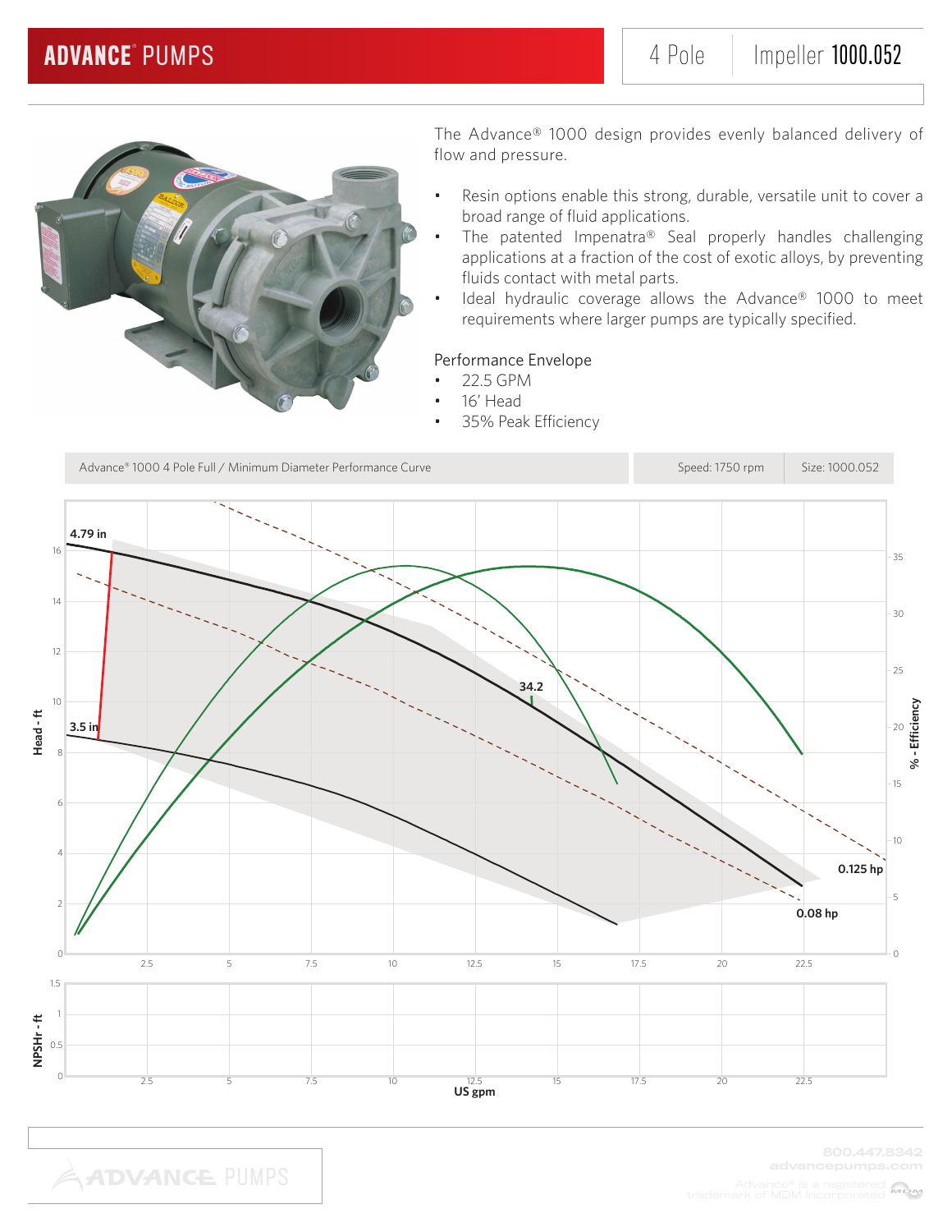# ADVANCE® PUMPS

4 Pole | Impeller **1000.052**

The Advance® 1000 design provides evenly balanced delivery of flow and pressure.

- Resin options enable this strong, durable, versatile unit to cover a broad range of fluid applications.
- The patented Impenatra® Seal properly handles challenging applications at a fraction of the cost of exotic alloys, by preventing fluids contact with metal parts.
- Ideal hydraulic coverage allows the Advance® 1000 to meet requirements where larger pumps are typically specified.

Performance Envelope

- 22.5 GPM
- 16' Head
- 35% Peak Efficiency

| Advance® 1000 4 Pole Full / Minimum Diameter Performance Curve | Speed: 1750 rpm | Size: 1000.052 |
| --- | --- | --- |

4.79 in

3.5 in

34.2

0.125 hp

0.08 hp

Head - ft

% - Efficiency

NPSHr - ft

US gpm

800.447.8342
advancepumps.com

Advance® is a registered trademark of MDM Incorporated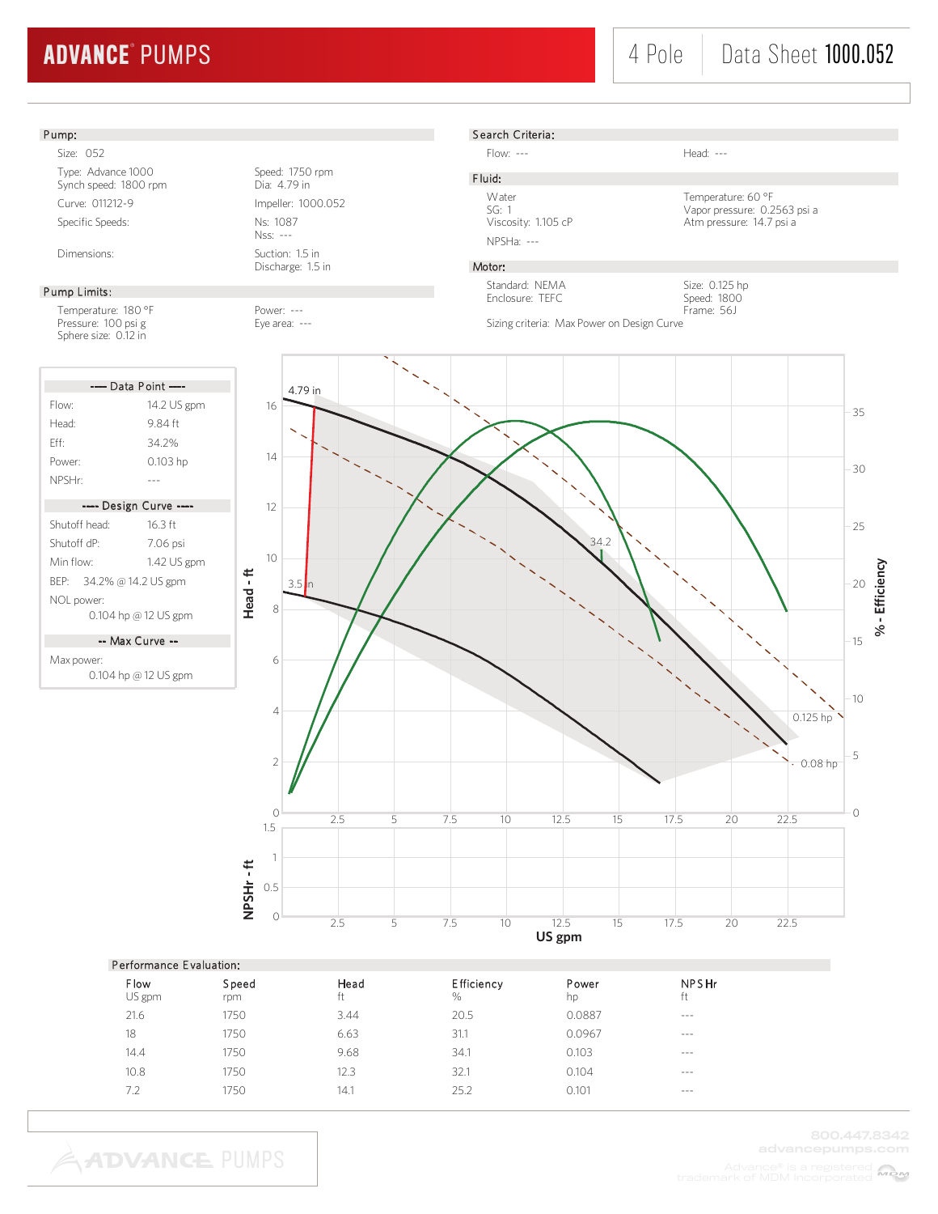# ADVANCE® PUMPS

4 Pole | Data Sheet 1000.052

## Pump:

Size: 052

Type: Advance 1000
Synch speed: 1800 rpm

Speed: 1750 rpm
Dia: 4.79 in

Curve: 011212-9

Impeller: 1000.052

Specific Speeds:

Ns: 1087
Nss: ---

Dimensions:

Suction: 1.5 in
Discharge: 1.5 in

## Pump Limits:

Temperature: 180 °F
Pressure: 100 psi g
Sphere size: 0.12 in

Power: ---
Eye area: ---

## Search Criteria:

Flow: ---

Head: ---

## Fluid:

Water
SG: 1
Viscosity: 1.105 cP

Temperature: 60 °F
Vapor pressure: 0.2563 psi a
Atm pressure: 14.7 psi a

NPSHa: ---

## Motor:

Standard: NEMA
Enclosure: TEFC

Size: 0.125 hp
Speed: 1800
Frame: 56J

Sizing criteria: Max Power on Design Curve

### ---- Data Point ----

Flow: 14.2 US gpm
Head: 9.84 ft
Eff: 34.2%
Power: 0.103 hp
NPSHr: ---

### ---- Design Curve ----

Shutoff head: 16.3 ft
Shutoff dP: 7.06 psi
Min flow: 1.42 US gpm
BEP: 34.2% @ 14.2 US gpm
NOL power:
0.104 hp @ 12 US gpm

### -- Max Curve --

Max power:
0.104 hp @ 12 US gpm

## Performance Evaluation:

| Flow<br>US gpm | Speed<br>rpm | Head<br>ft | Efficiency<br>% | Power<br>hp | NPSHr<br>ft |
|---|---|---|---|---|---|
| 21.6 | 1750 | 3.44 | 20.5 | 0.0887 | --- |
| 18 | 1750 | 6.63 | 31.1 | 0.0967 | --- |
| 14.4 | 1750 | 9.68 | 34.1 | 0.103 | --- |
| 10.8 | 1750 | 12.3 | 32.1 | 0.104 | --- |
| 7.2 | 1750 | 14.1 | 25.2 | 0.101 | --- |

800.447.8342
advancepumps.com
Advance® is a registered trademark of MDM Incorporated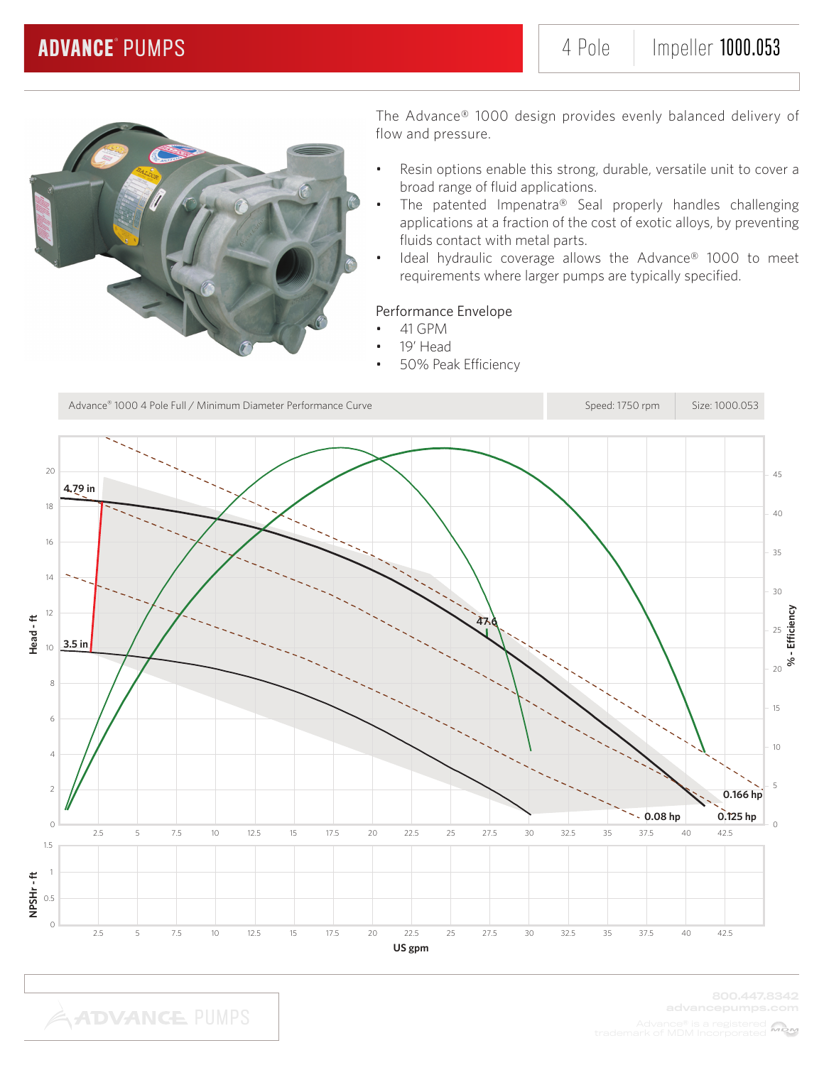# ADVANCE® PUMPS

4 Pole | Impeller **1000.053**

The Advance® 1000 design provides evenly balanced delivery of flow and pressure.

- Resin options enable this strong, durable, versatile unit to cover a broad range of fluid applications.
- The patented Impenatra® Seal properly handles challenging applications at a fraction of the cost of exotic alloys, by preventing fluids contact with metal parts.
- Ideal hydraulic coverage allows the Advance® 1000 to meet requirements where larger pumps are typically specified.

Performance Envelope

- 41 GPM
- 19' Head
- 50% Peak Efficiency

| Advance® 1000 4 Pole Full / Minimum Diameter Performance Curve | Speed: 1750 rpm | Size: 1000.053 |
|---|---|---|

Head - ft | % - Efficiency

4.79 in | 3.5 in | 47.6 | 0.166 hp | 0.125 hp | 0.08 hp

NPSHr - ft

US gpm

800.447.8342
advancepumps.com

Advance® is a registered trademark of MDM Incorporated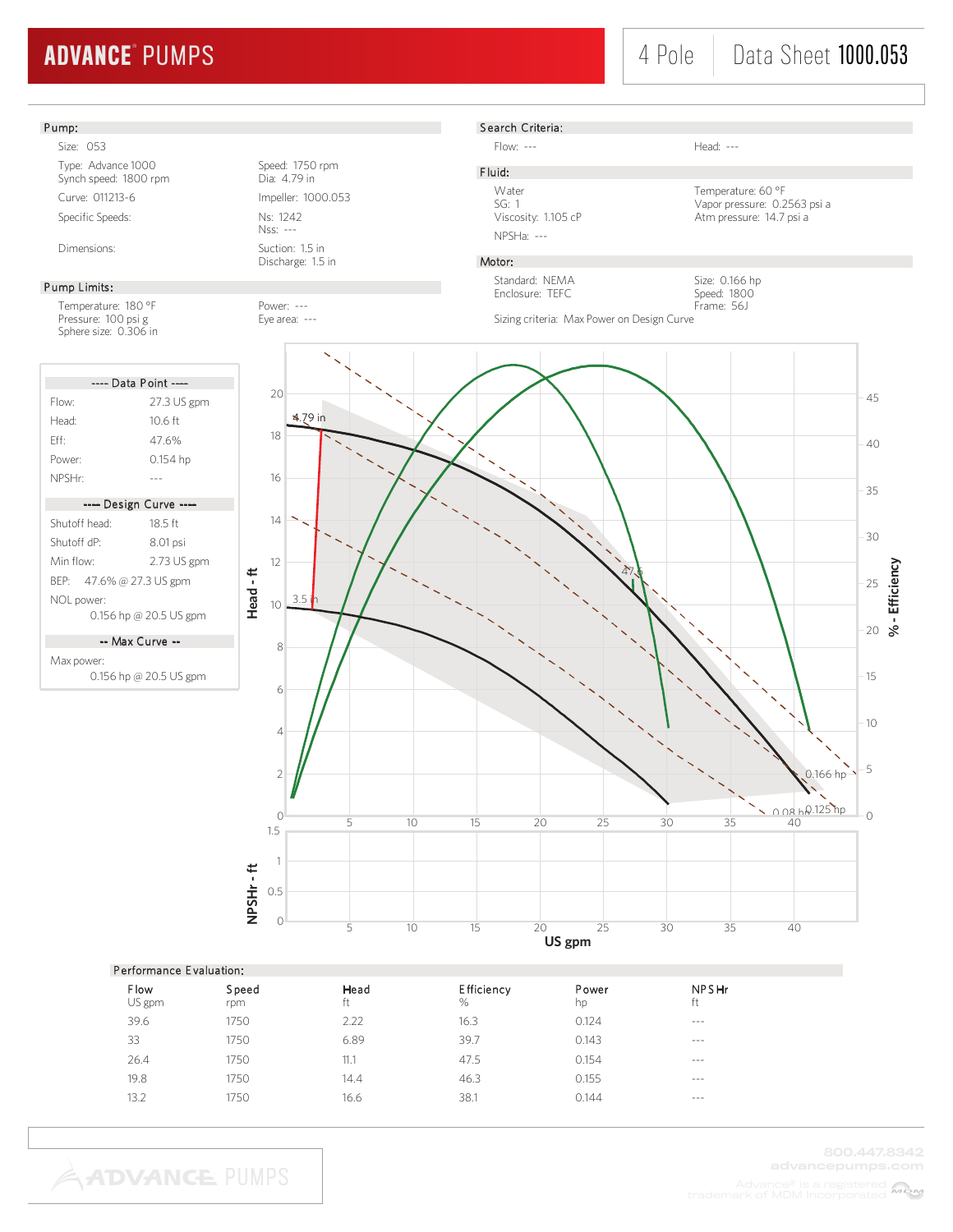# ADVANCE® PUMPS

4 Pole | Data Sheet 1000.053

## Pump:

Size: 053

| | |
|---|---|
| Type: Advance 1000 | Speed: 1750 rpm |
| Synch speed: 1800 rpm | Dia: 4.79 in |
| Curve: 011213-6 | Impeller: 1000.053 |
| Specific Speeds: | Ns: 1242 |
| | Nss: --- |
| Dimensions: | Suction: 1.5 in |
| | Discharge: 1.5 in |

## Pump Limits:

| | |
|---|---|
| Temperature: 180 °F | Power: --- |
| Pressure: 100 psi g | Eye area: --- |
| Sphere size: 0.306 in | |

## Search Criteria:

| | |
|---|---|
| Flow: --- | Head: --- |

## Fluid:

| | |
|---|---|
| Water | Temperature: 60 °F |
| SG: 1 | Vapor pressure: 0.2563 psi a |
| Viscosity: 1.105 cP | Atm pressure: 14.7 psi a |
| NPSHa: --- | |

## Motor:

| | |
|---|---|
| Standard: NEMA | Size: 0.166 hp |
| Enclosure: TEFC | Speed: 1800 |
| | Frame: 56J |

Sizing criteria: Max Power on Design Curve

---- Data Point ----

| | |
|---|---|
| Flow: | 27.3 US gpm |
| Head: | 10.6 ft |
| Eff: | 47.6% |
| Power: | 0.154 hp |
| NPSHr: | --- |

---- Design Curve ----

Shutoff head: 18.5 ft
Shutoff dP: 8.01 psi
Min flow: 2.73 US gpm
BEP: 47.6% @ 27.3 US gpm
NOL power:
0.156 hp @ 20.5 US gpm

-- Max Curve --

Max power:
0.156 hp @ 20.5 US gpm

## Performance Evaluation:

| Flow US gpm | Speed rpm | Head ft | Efficiency % | Power hp | NPSHr ft |
|---|---|---|---|---|---|
| 39.6 | 1750 | 2.22 | 16.3 | 0.124 | --- |
| 33 | 1750 | 6.89 | 39.7 | 0.143 | --- |
| 26.4 | 1750 | 11.1 | 47.5 | 0.154 | --- |
| 19.8 | 1750 | 14.4 | 46.3 | 0.155 | --- |
| 13.2 | 1750 | 16.6 | 38.1 | 0.144 | --- |

800.447.8342
advancepumps.com
Advance® is a registered trademark of MDM Incorporated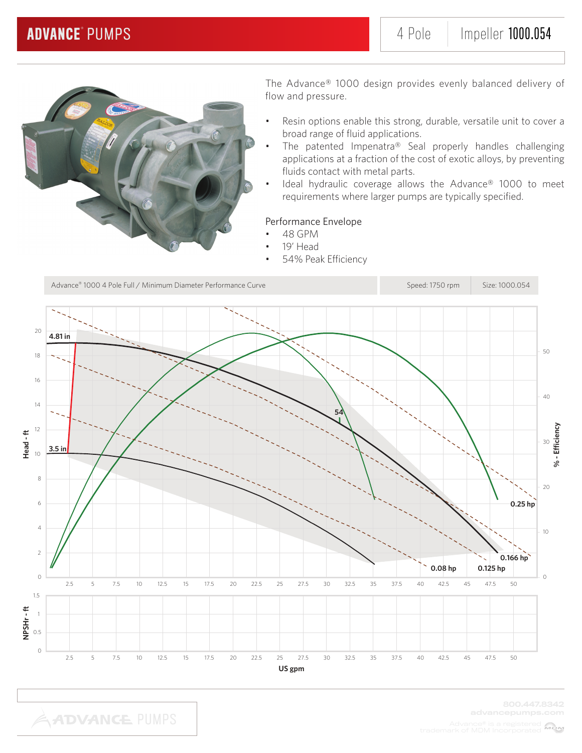# ADVANCE® PUMPS

4 Pole | Impeller 1000.054

The Advance® 1000 design provides evenly balanced delivery of flow and pressure.

- Resin options enable this strong, durable, versatile unit to cover a broad range of fluid applications.
- The patented Impenatra® Seal properly handles challenging applications at a fraction of the cost of exotic alloys, by preventing fluids contact with metal parts.
- Ideal hydraulic coverage allows the Advance® 1000 to meet requirements where larger pumps are typically specified.

Performance Envelope

- 48 GPM
- 19' Head
- 54% Peak Efficiency

Advance® 1000 4 Pole Full / Minimum Diameter Performance Curve | Speed: 1750 rpm | Size: 1000.054

Head - ft: 0, 2, 4, 6, 8, 10, 12, 14, 16, 18, 20

% - Efficiency: 0, 10, 20, 30, 40, 50

Curve labels: 4.81 in, 3.5 in, 54, 0.25 hp, 0.166 hp, 0.125 hp, 0.08 hp

NPSHr - ft: 0, 0.5, 1, 1.5

US gpm: 2.5, 5, 7.5, 10, 12.5, 15, 17.5, 20, 22.5, 25, 27.5, 30, 32.5, 35, 37.5, 40, 42.5, 45, 47.5, 50

ADVANCE PUMPS

800.447.8342
advancepumps.com

Advance® is a registered trademark of MDM Incorporated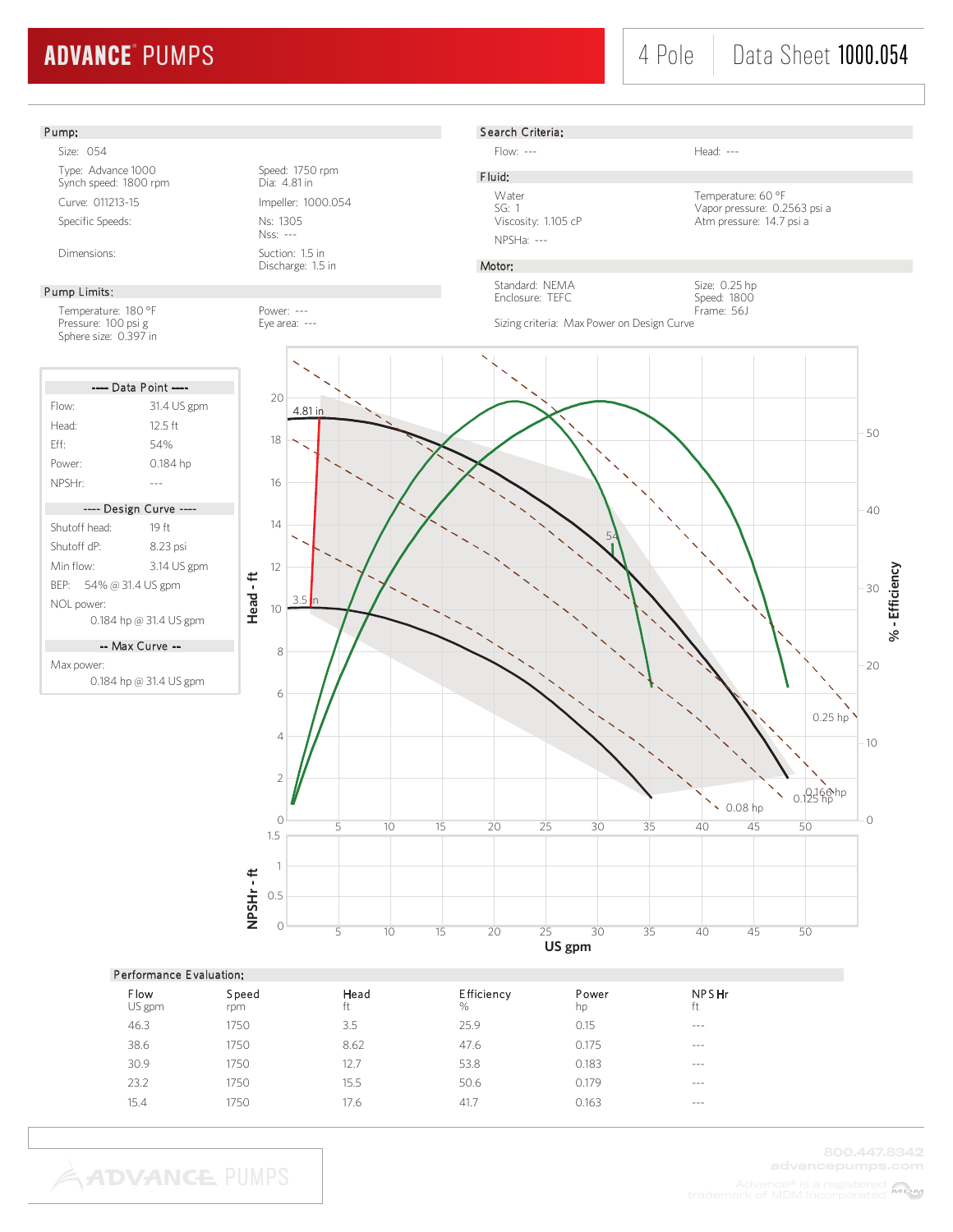**ADVANCE® PUMPS** | 4 Pole | Data Sheet **1000.054**

## Pump:

Size: 054

Type: Advance 1000 | Speed: 1750 rpm
Synch speed: 1800 rpm | Dia: 4.81 in

Curve: 011213-15 | Impeller: 1000.054

Specific Speeds: | Ns: 1305
Nss: ---

Dimensions: | Suction: 1.5 in
Discharge: 1.5 in

## Pump Limits:

Temperature: 180 °F | Power: ---
Pressure: 100 psi g | Eye area: ---
Sphere size: 0.397 in

## Search Criteria:

Flow: --- | Head: ---

## Fluid:

Water | Temperature: 60 °F
SG: 1 | Vapor pressure: 0.2563 psi a
Viscosity: 1.105 cP | Atm pressure: 14.7 psi a

NPSHa: ---

## Motor:

Standard: NEMA | Size: 0.25 hp
Enclosure: TEFC | Speed: 1800
Frame: 56J

Sizing criteria: Max Power on Design Curve

### ---- Data Point ----

Flow: 31.4 US gpm
Head: 12.5 ft
Eff: 54%
Power: 0.184 hp
NPSHr: ---

### ---- Design Curve ----

Shutoff head: 19 ft
Shutoff dP: 8.23 psi
Min flow: 3.14 US gpm
BEP: 54% @ 31.4 US gpm
NOL power: 0.184 hp @ 31.4 US gpm

### -- Max Curve --

Max power: 0.184 hp @ 31.4 US gpm

## Performance Evaluation:

| Flow<br>US gpm | Speed<br>rpm | Head<br>ft | Efficiency<br>% | Power<br>hp | NPSHr<br>ft |
|---|---|---|---|---|---|
| 46.3 | 1750 | 3.5 | 25.9 | 0.15 | --- |
| 38.6 | 1750 | 8.62 | 47.6 | 0.175 | --- |
| 30.9 | 1750 | 12.7 | 53.8 | 0.183 | --- |
| 23.2 | 1750 | 15.5 | 50.6 | 0.179 | --- |
| 15.4 | 1750 | 17.6 | 41.7 | 0.163 | --- |

800.447.8342
advancepumps.com
Advance® is a registered trademark of MDM Incorporated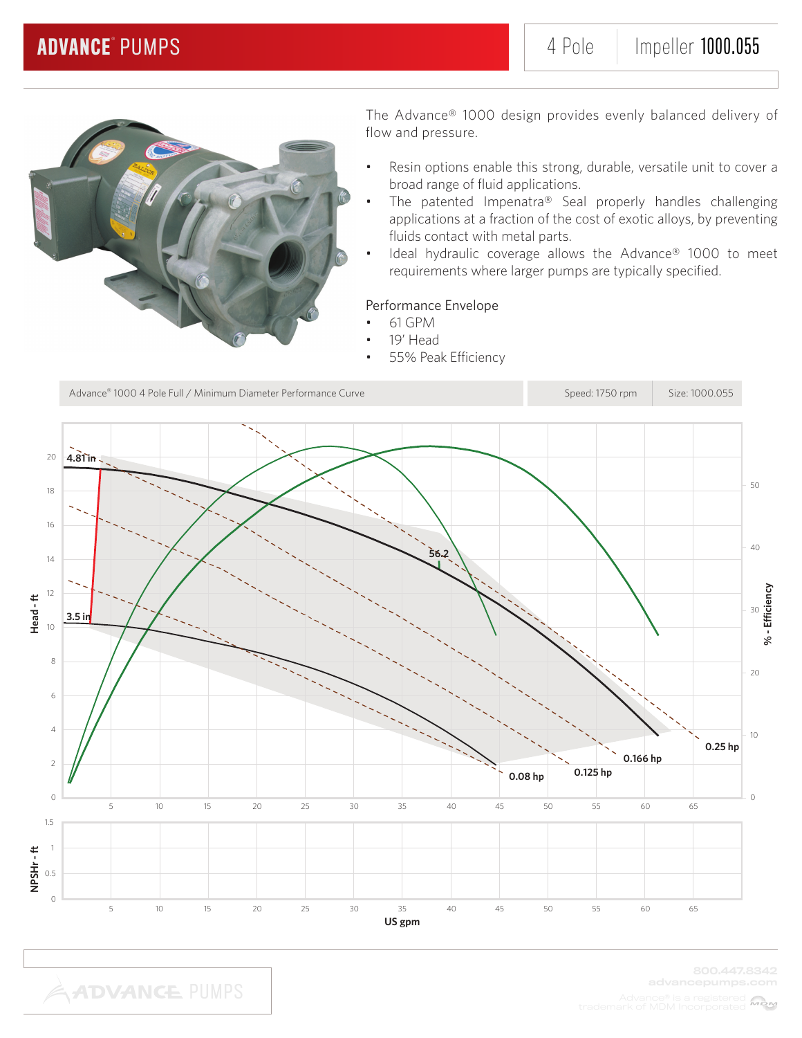# ADVANCE® PUMPS

4 Pole | Impeller **1000.055**

The Advance® 1000 design provides evenly balanced delivery of flow and pressure.

- Resin options enable this strong, durable, versatile unit to cover a broad range of fluid applications.
- The patented Impenatra® Seal properly handles challenging applications at a fraction of the cost of exotic alloys, by preventing fluids contact with metal parts.
- Ideal hydraulic coverage allows the Advance® 1000 to meet requirements where larger pumps are typically specified.

Performance Envelope

- 61 GPM
- 19' Head
- 55% Peak Efficiency

| Advance® 1000 4 Pole Full / Minimum Diameter Performance Curve | Speed: 1750 rpm | Size: 1000.055 |
|---|---|---|

4.81 in

3.5 in

56.2

0.08 hp

0.125 hp

0.166 hp

0.25 hp

Head - ft

% - Efficiency

NPSHr - ft

US gpm

800.447.8342
advancepumps.com

Advance® is a registered trademark of MDM Incorporated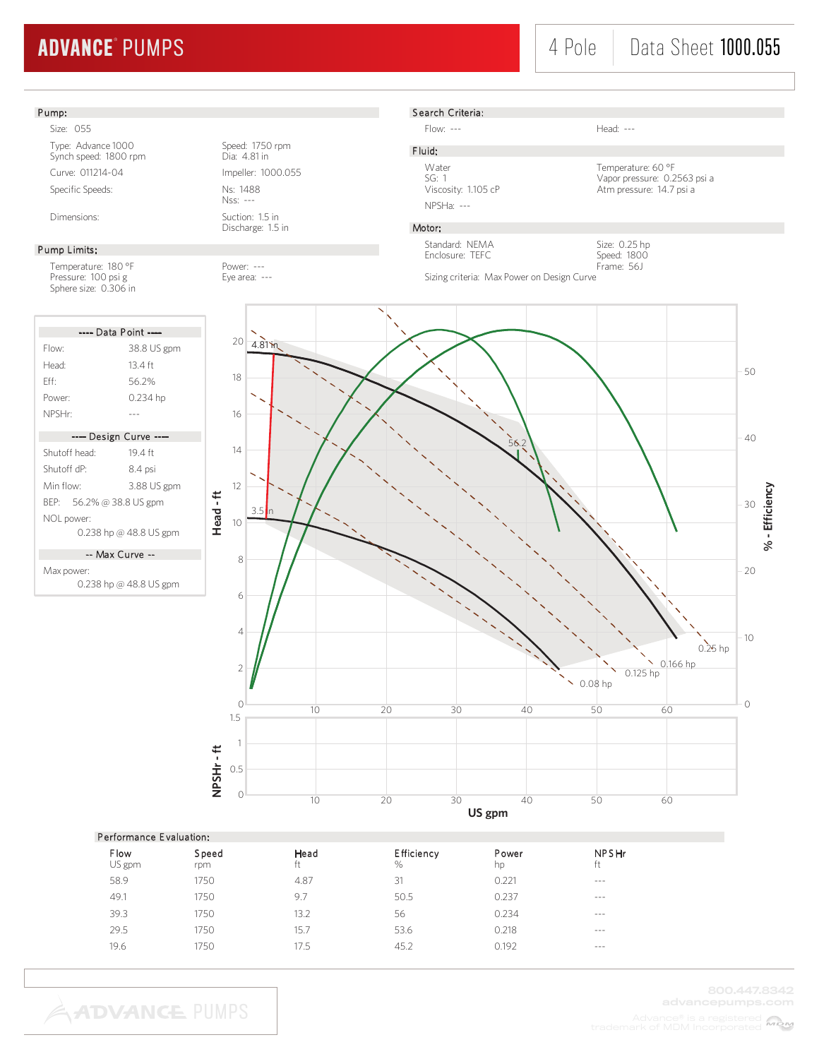# ADVANCE® PUMPS

4 Pole | Data Sheet 1000.055

## Pump:

Size: 055

Type: Advance 1000
Synch speed: 1800 rpm

Speed: 1750 rpm
Dia: 4.81 in

Curve: 011214-04

Impeller: 1000.055

Specific Speeds:

Ns: 1488
Nss: ---

Dimensions:

Suction: 1.5 in
Discharge: 1.5 in

## Pump Limits:

Temperature: 180 °F
Pressure: 100 psi g
Sphere size: 0.306 in

Power: ---
Eye area: ---

## Search Criteria:

Flow: ---

Head: ---

## Fluid:

Water
SG: 1
Viscosity: 1.105 cP

Temperature: 60 °F
Vapor pressure: 0.2563 psi a
Atm pressure: 14.7 psi a

NPSHa: ---

## Motor:

Standard: NEMA
Enclosure: TEFC

Size: 0.25 hp
Speed: 1800
Frame: 56J

Sizing criteria: Max Power on Design Curve

### ---- Data Point ----

| | |
|---|---|
| Flow: | 38.8 US gpm |
| Head: | 13.4 ft |
| Eff: | 56.2% |
| Power: | 0.234 hp |
| NPSHr: | --- |

### ---- Design Curve ----

| | |
|---|---|
| Shutoff head: | 19.4 ft |
| Shutoff dP: | 8.4 psi |
| Min flow: | 3.88 US gpm |
| BEP: | 56.2% @ 38.8 US gpm |
| NOL power: | 0.238 hp @ 48.8 US gpm |

### -- Max Curve --

Max power: 0.238 hp @ 48.8 US gpm

## Performance Evaluation:

| Flow<br>US gpm | Speed<br>rpm | Head<br>ft | Efficiency<br>% | Power<br>hp | NPSHr<br>ft |
|---|---|---|---|---|---|
| 58.9 | 1750 | 4.87 | 31 | 0.221 | --- |
| 49.1 | 1750 | 9.7 | 50.5 | 0.237 | --- |
| 39.3 | 1750 | 13.2 | 56 | 0.234 | --- |
| 29.5 | 1750 | 15.7 | 53.6 | 0.218 | --- |
| 19.6 | 1750 | 17.5 | 45.2 | 0.192 | --- |

800.447.8342
advancepumps.com
Advance® is a registered trademark of MDM Incorporated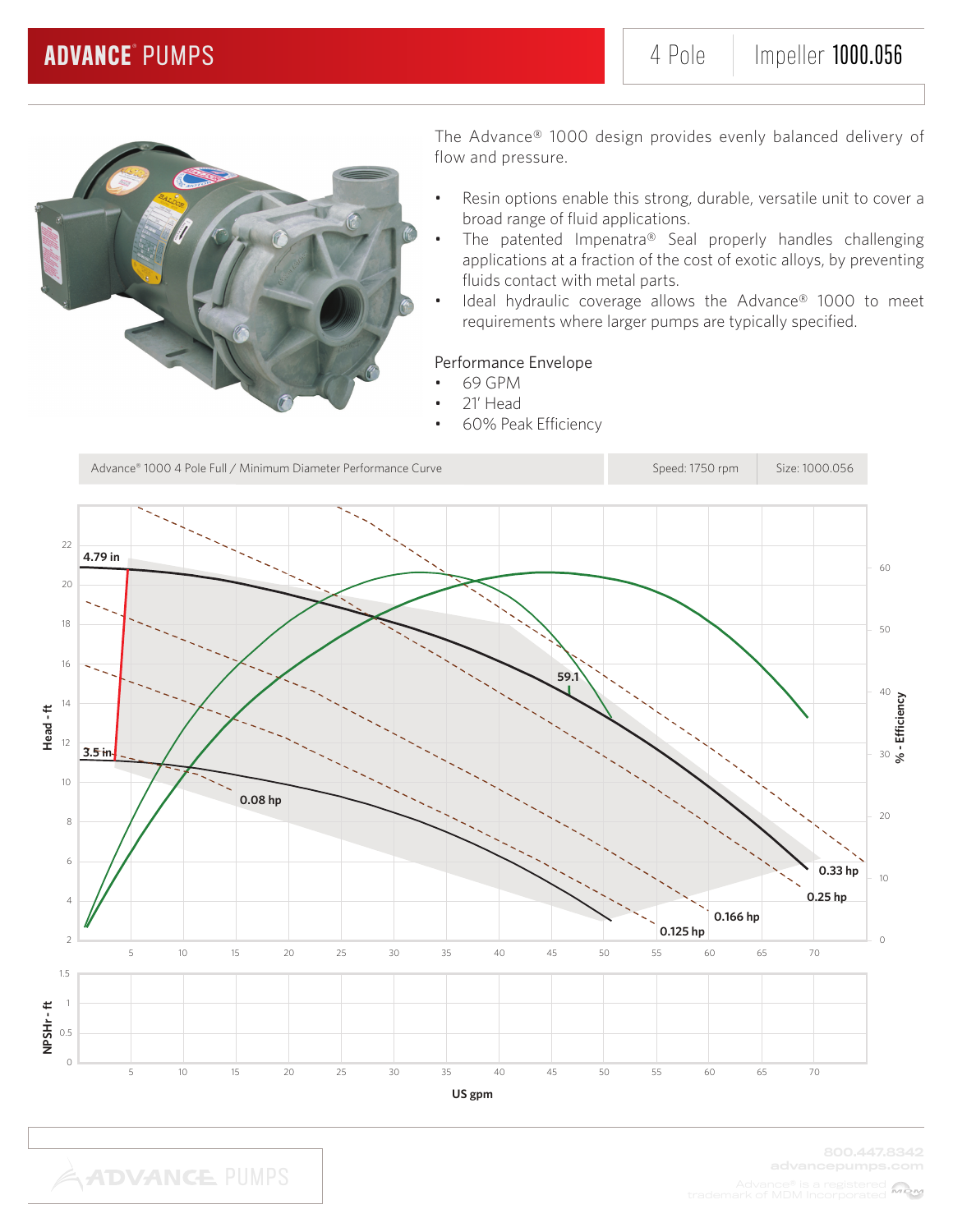ADVANCE® PUMPS | 4 Pole | Impeller 1000.056

The Advance® 1000 design provides evenly balanced delivery of flow and pressure.

- Resin options enable this strong, durable, versatile unit to cover a broad range of fluid applications.
- The patented Impenatra® Seal properly handles challenging applications at a fraction of the cost of exotic alloys, by preventing fluids contact with metal parts.
- Ideal hydraulic coverage allows the Advance® 1000 to meet requirements where larger pumps are typically specified.

Performance Envelope

- 69 GPM
- 21' Head
- 60% Peak Efficiency

| Advance® 1000 4 Pole Full / Minimum Diameter Performance Curve | Speed: 1750 rpm | Size: 1000.056 |
|---|---|---|

4.79 in

3.5 in

59.1

0.08 hp

0.125 hp

0.166 hp

0.25 hp

0.33 hp

Head - ft

% - Efficiency

NPSHr - ft

US gpm

800.447.8342
advancepumps.com

Advance® is a registered trademark of MDM Incorporated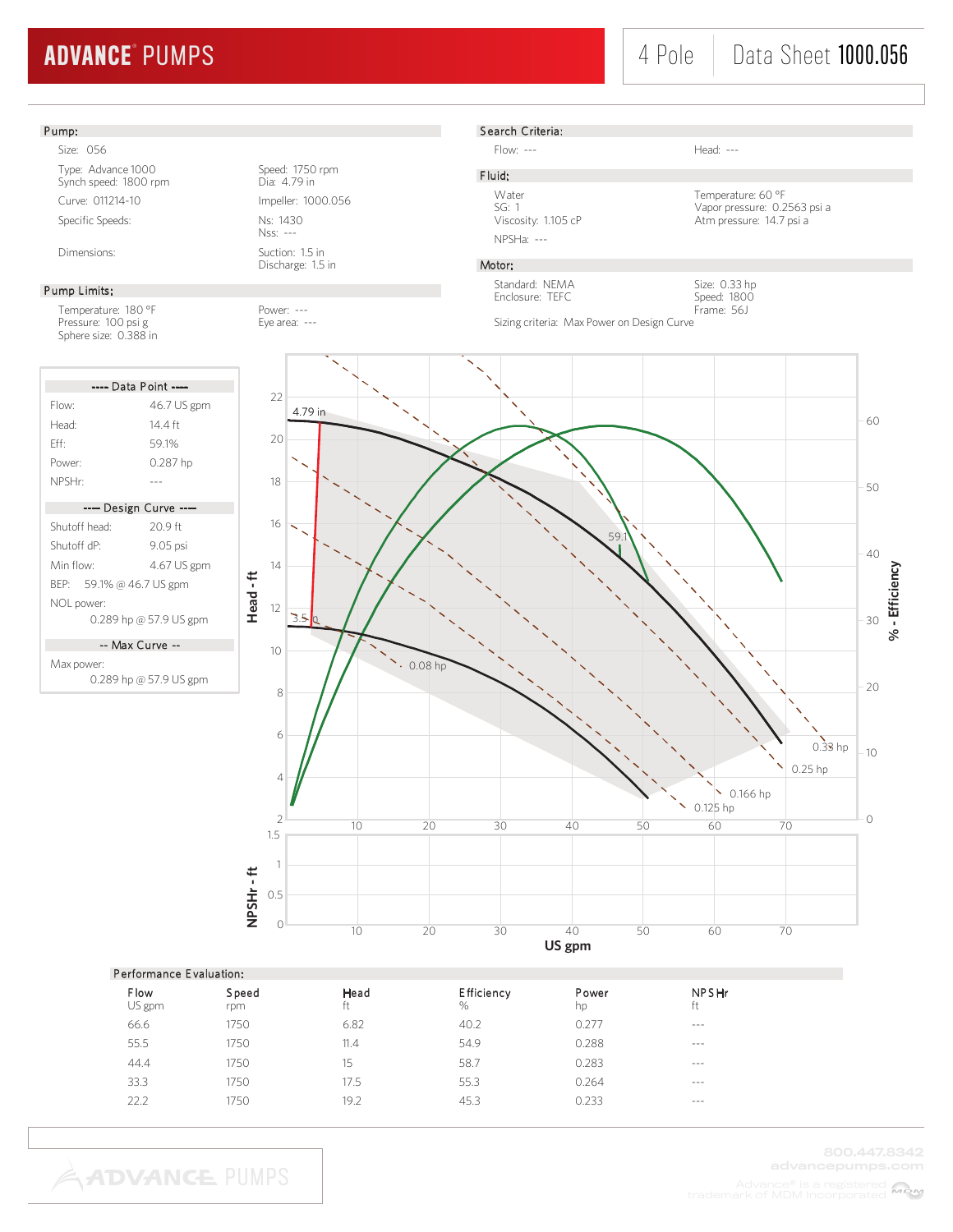# ADVANCE® PUMPS

4 Pole | Data Sheet 1000.056

## Pump:

Size: 056

| | |
|---|---|
| Type: Advance 1000<br>Synch speed: 1800 rpm | Speed: 1750 rpm<br>Dia: 4.79 in |
| Curve: 011214-10 | Impeller: 1000.056 |
| Specific Speeds: | Ns: 1430<br>Nss: --- |
| Dimensions: | Suction: 1.5 in<br>Discharge: 1.5 in |

## Pump Limits:

| | |
|---|---|
| Temperature: 180 °F<br>Pressure: 100 psi g<br>Sphere size: 0.388 in | Power: ---<br>Eye area: --- |

## Search Criteria:

| | |
|---|---|
| Flow: --- | Head: --- |

## Fluid:

| | |
|---|---|
| Water<br>SG: 1<br>Viscosity: 1.105 cP | Temperature: 60 °F<br>Vapor pressure: 0.2563 psi a<br>Atm pressure: 14.7 psi a |
| NPSHa: --- | |

## Motor:

| | |
|---|---|
| Standard: NEMA<br>Enclosure: TEFC | Size: 0.33 hp<br>Speed: 1800<br>Frame: 56J |

Sizing criteria: Max Power on Design Curve

**---- Data Point ----**

| | |
|---|---|
| Flow: | 46.7 US gpm |
| Head: | 14.4 ft |
| Eff: | 59.1% |
| Power: | 0.287 hp |
| NPSHr: | --- |

**---- Design Curve ----**

| | |
|---|---|
| Shutoff head: | 20.9 ft |
| Shutoff dP: | 9.05 psi |
| Min flow: | 4.67 US gpm |
| BEP: | 59.1% @ 46.7 US gpm |
| NOL power: | 0.289 hp @ 57.9 US gpm |

**-- Max Curve --**

| | |
|---|---|
| Max power: | 0.289 hp @ 57.9 US gpm |

## Performance Evaluation:

| Flow<br>US gpm | Speed<br>rpm | Head<br>ft | Efficiency<br>% | Power<br>hp | NPSHr<br>ft |
|---|---|---|---|---|---|
| 66.6 | 1750 | 6.82 | 40.2 | 0.277 | --- |
| 55.5 | 1750 | 11.4 | 54.9 | 0.288 | --- |
| 44.4 | 1750 | 15 | 58.7 | 0.283 | --- |
| 33.3 | 1750 | 17.5 | 55.3 | 0.264 | --- |
| 22.2 | 1750 | 19.2 | 45.3 | 0.233 | --- |

800.447.8342
advancepumps.com
Advance® is a registered trademark of MDM Incorporated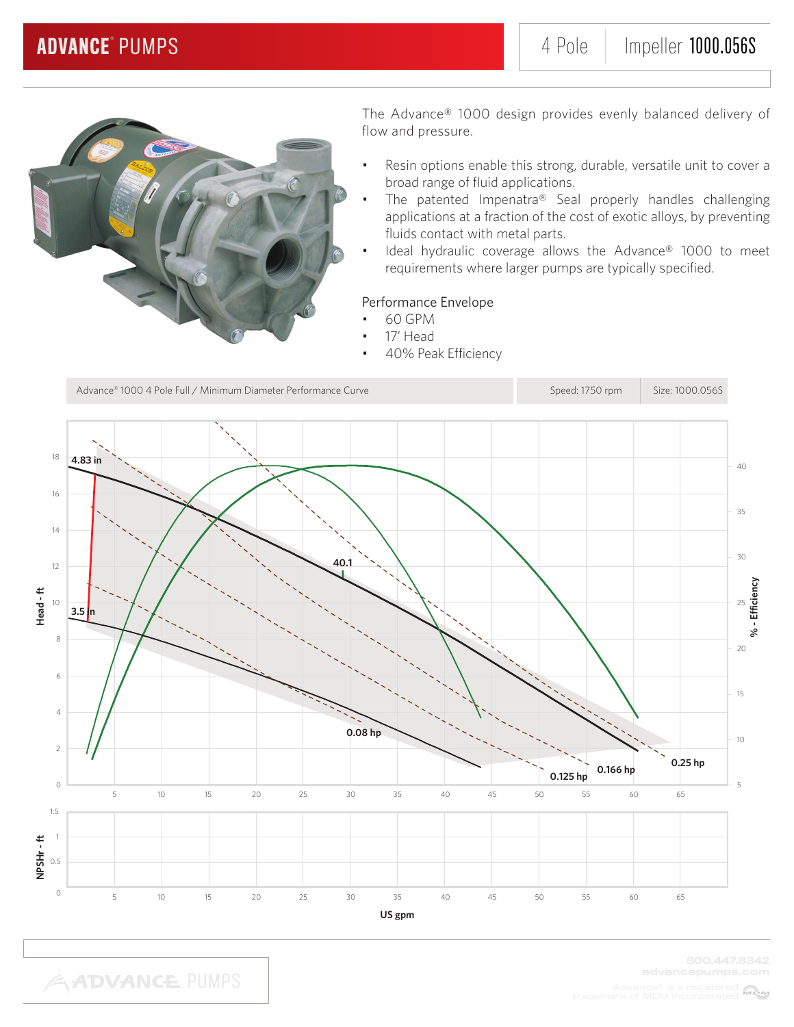# ADVANCE® PUMPS

4 Pole | Impeller **1000.056S**

The Advance® 1000 design provides evenly balanced delivery of flow and pressure.

- Resin options enable this strong, durable, versatile unit to cover a broad range of fluid applications.
- The patented Impenatra® Seal properly handles challenging applications at a fraction of the cost of exotic alloys, by preventing fluids contact with metal parts.
- Ideal hydraulic coverage allows the Advance® 1000 to meet requirements where larger pumps are typically specified.

Performance Envelope

- 60 GPM
- 17' Head
- 40% Peak Efficiency

| Advance® 1000 4 Pole Full / Minimum Diameter Performance Curve | Speed: 1750 rpm | Size: 1000.056S |
|---|---|---|

4.83 in

3.5 in

40.1

0.08 hp

0.125 hp

0.166 hp

0.25 hp

Head - ft

% - Efficiency

NPSHr - ft

US gpm

800.447.8342
advancepumps.com
Advance® is a registered trademark of MDM Incorporated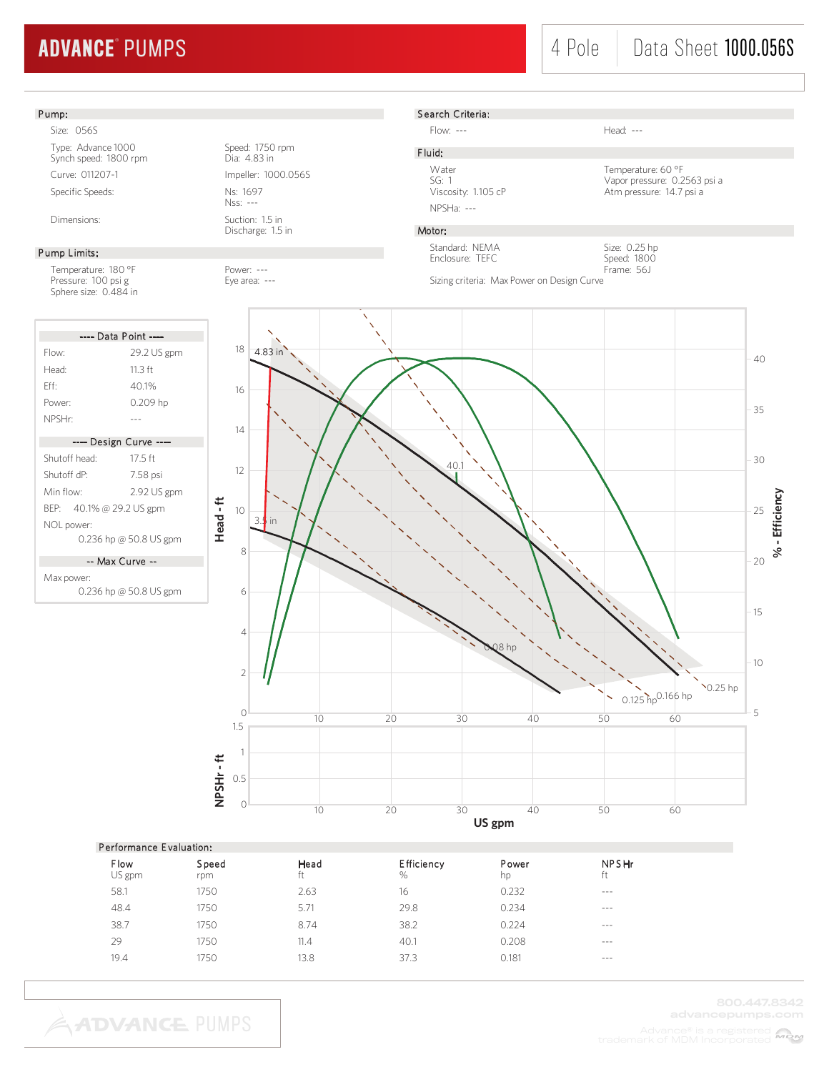# ADVANCE PUMPS

4 Pole | Data Sheet 1000.056S

## Pump:

Size: 056S

Type: Advance 1000
Synch speed: 1800 rpm

Speed: 1750 rpm
Dia: 4.83 in

Curve: 011207-1

Impeller: 1000.056S

Specific Speeds:

Ns: 1697
Nss: ---

Dimensions:

Suction: 1.5 in
Discharge: 1.5 in

## Pump Limits:

Temperature: 180 °F
Pressure: 100 psi g
Sphere size: 0.484 in

Power: ---
Eye area: ---

## Search Criteria:

Flow: ---

Head: ---

## Fluid:

Water
SG: 1
Viscosity: 1.105 cP

Temperature: 60 °F
Vapor pressure: 0.2563 psi a
Atm pressure: 14.7 psi a

NPSHa: ---

## Motor:

Standard: NEMA
Enclosure: TEFC

Size: 0.25 hp
Speed: 1800
Frame: 56J

Sizing criteria: Max Power on Design Curve

### ---- Data Point ----

| | |
|---|---|
| Flow: | 29.2 US gpm |
| Head: | 11.3 ft |
| Eff: | 40.1% |
| Power: | 0.209 hp |
| NPSHr: | --- |

### ---- Design Curve ----

| | |
|---|---|
| Shutoff head: | 17.5 ft |
| Shutoff dP: | 7.58 psi |
| Min flow: | 2.92 US gpm |
| BEP: | 40.1% @ 29.2 US gpm |
| NOL power: | 0.236 hp @ 50.8 US gpm |

### -- Max Curve --

Max power:
0.236 hp @ 50.8 US gpm

## Performance Evaluation:

| Flow<br>US gpm | Speed<br>rpm | Head<br>ft | Efficiency<br>% | Power<br>hp | NPSHr<br>ft |
|---|---|---|---|---|---|
| 58.1 | 1750 | 2.63 | 16 | 0.232 | --- |
| 48.4 | 1750 | 5.71 | 29.8 | 0.234 | --- |
| 38.7 | 1750 | 8.74 | 38.2 | 0.224 | --- |
| 29 | 1750 | 11.4 | 40.1 | 0.208 | --- |
| 19.4 | 1750 | 13.8 | 37.3 | 0.181 | --- |

800.447.8342
advancepumps.com
Advance® is a registered trademark of MDM Incorporated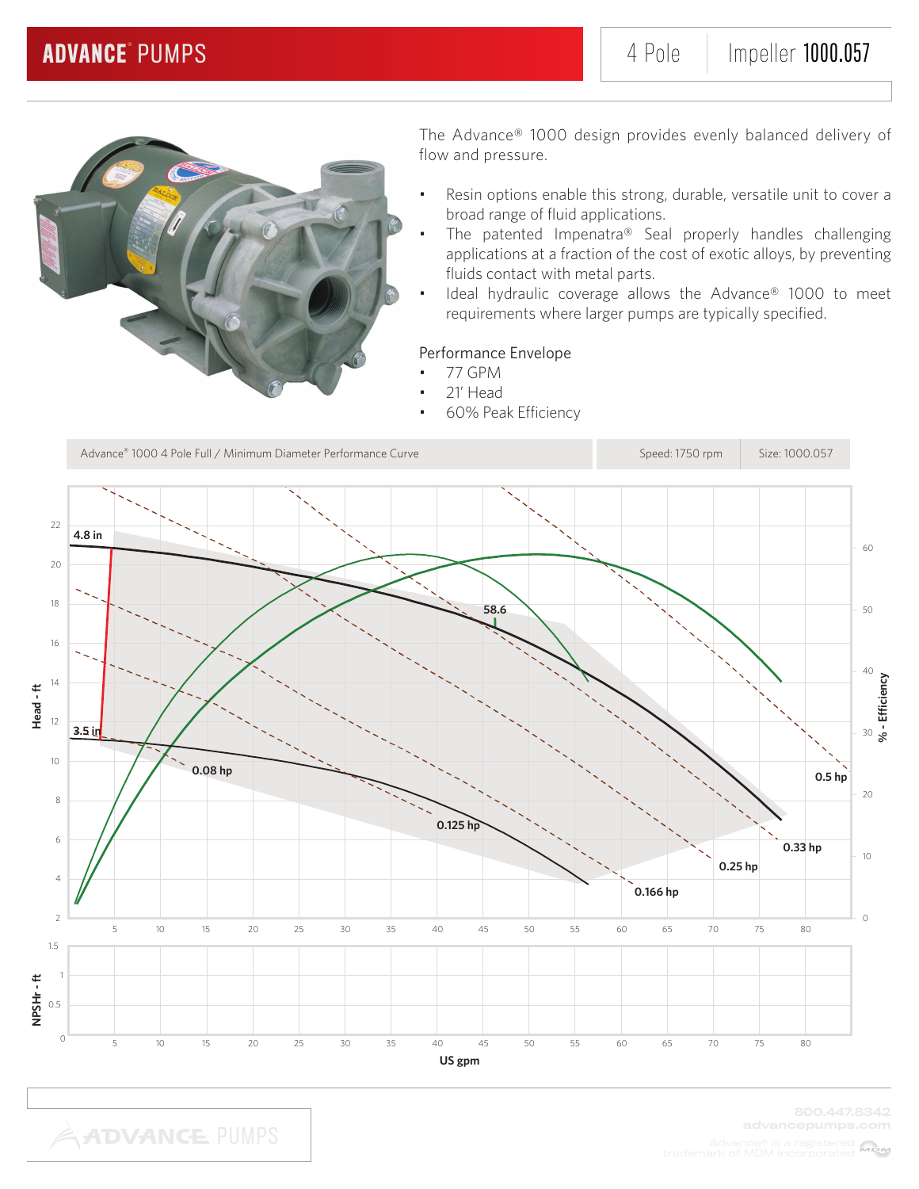# ADVANCE® PUMPS

4 Pole | Impeller **1000.057**

The Advance® 1000 design provides evenly balanced delivery of flow and pressure.

- Resin options enable this strong, durable, versatile unit to cover a broad range of fluid applications.
- The patented Impenatra® Seal properly handles challenging applications at a fraction of the cost of exotic alloys, by preventing fluids contact with metal parts.
- Ideal hydraulic coverage allows the Advance® 1000 to meet requirements where larger pumps are typically specified.

Performance Envelope

- 77 GPM
- 21' Head
- 60% Peak Efficiency

Advance® 1000 4 Pole Full / Minimum Diameter Performance Curve | Speed: 1750 rpm | Size: 1000.057

4.8 in
3.5 in
58.6
0.08 hp
0.125 hp
0.166 hp
0.25 hp
0.33 hp
0.5 hp

Head - ft
% - Efficiency
NPSHr - ft
US gpm

800.447.8342
advancepumps.com

Advance® is a registered trademark of MDM Incorporated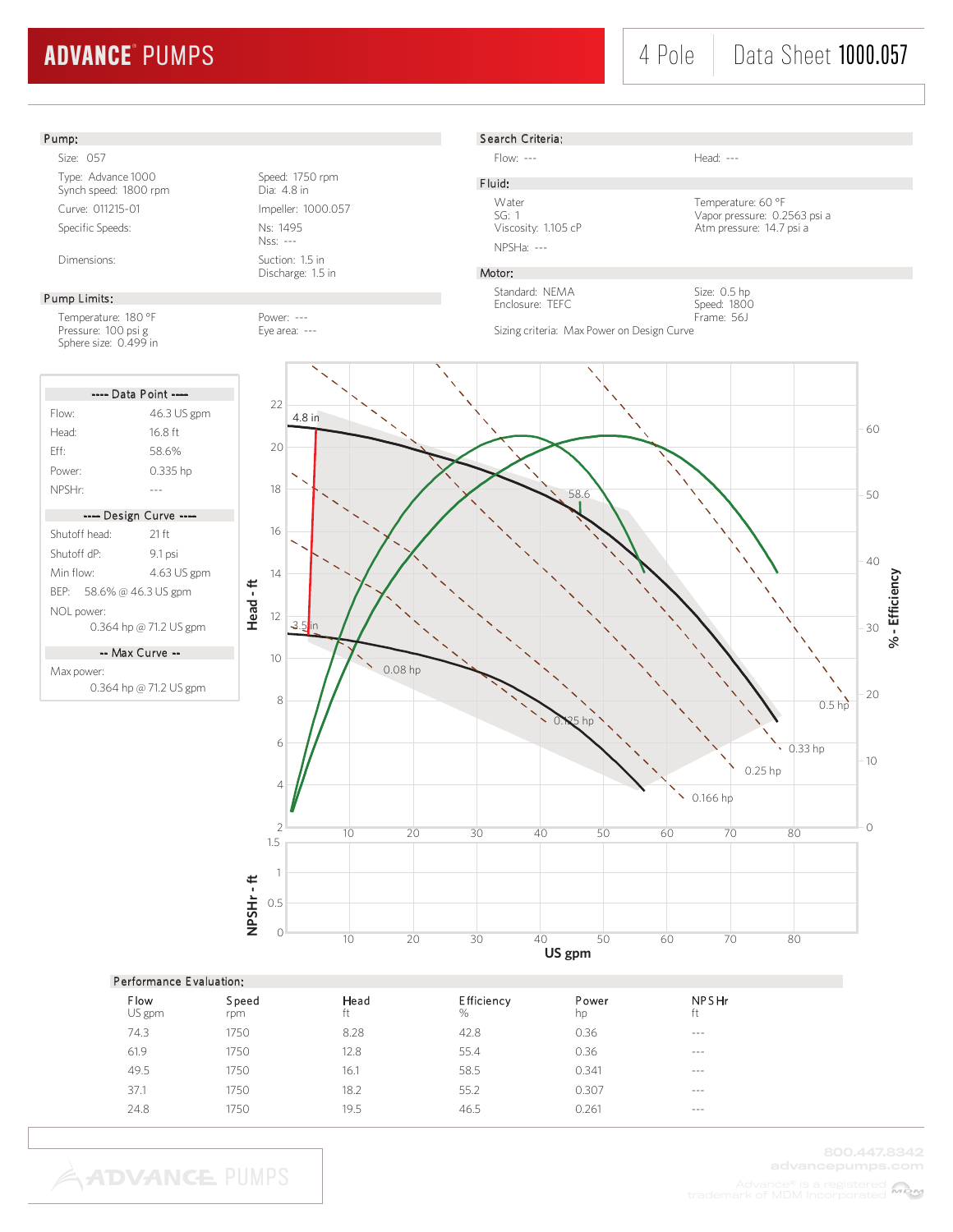# ADVANCE PUMPS

4 Pole | Data Sheet 1000.057

## Pump:

Size: 057

Type: Advance 1000
Synch speed: 1800 rpm

Speed: 1750 rpm
Dia: 4.8 in

Curve: 011215-01

Impeller: 1000.057

Specific Speeds:

Ns: 1495
Nss: ---

Dimensions:

Suction: 1.5 in
Discharge: 1.5 in

## Pump Limits:

Temperature: 180 °F
Pressure: 100 psi g
Sphere size: 0.499 in

Power: ---
Eye area: ---

## Search Criteria:

Flow: ---

Head: ---

## Fluid:

Water
SG: 1
Viscosity: 1.105 cP

Temperature: 60 °F
Vapor pressure: 0.2563 psi a
Atm pressure: 14.7 psi a

NPSHa: ---

## Motor:

Standard: NEMA
Enclosure: TEFC

Size: 0.5 hp
Speed: 1800
Frame: 56J

Sizing criteria: Max Power on Design Curve

---- Data Point ----

| | |
|---|---|
| Flow: | 46.3 US gpm |
| Head: | 16.8 ft |
| Eff: | 58.6% |
| Power: | 0.335 hp |
| NPSHr: | --- |

---- Design Curve ----

| | |
|---|---|
| Shutoff head: | 21 ft |
| Shutoff dP: | 9.1 psi |
| Min flow: | 4.63 US gpm |
| BEP: | 58.6% @ 46.3 US gpm |
| NOL power: | 0.364 hp @ 71.2 US gpm |

-- Max Curve --

Max power:
0.364 hp @ 71.2 US gpm

4.8 in
3.5 in
58.6
0.08 hp
0.125 hp
0.166 hp
0.25 hp
0.33 hp
0.5 hp

Head - ft
% - Efficiency
NPSHr - ft
US gpm

## Performance Evaluation:

| Flow<br>US gpm | Speed<br>rpm | Head<br>ft | Efficiency<br>% | Power<br>hp | NPSHr<br>ft |
|---|---|---|---|---|---|
| 74.3 | 1750 | 8.28 | 42.8 | 0.36 | --- |
| 61.9 | 1750 | 12.8 | 55.4 | 0.36 | --- |
| 49.5 | 1750 | 16.1 | 58.5 | 0.341 | --- |
| 37.1 | 1750 | 18.2 | 55.2 | 0.307 | --- |
| 24.8 | 1750 | 19.5 | 46.5 | 0.261 | --- |

ADVANCE PUMPS

800.447.8342
advancepumps.com
Advance® is a registered trademark of MDM Incorporated